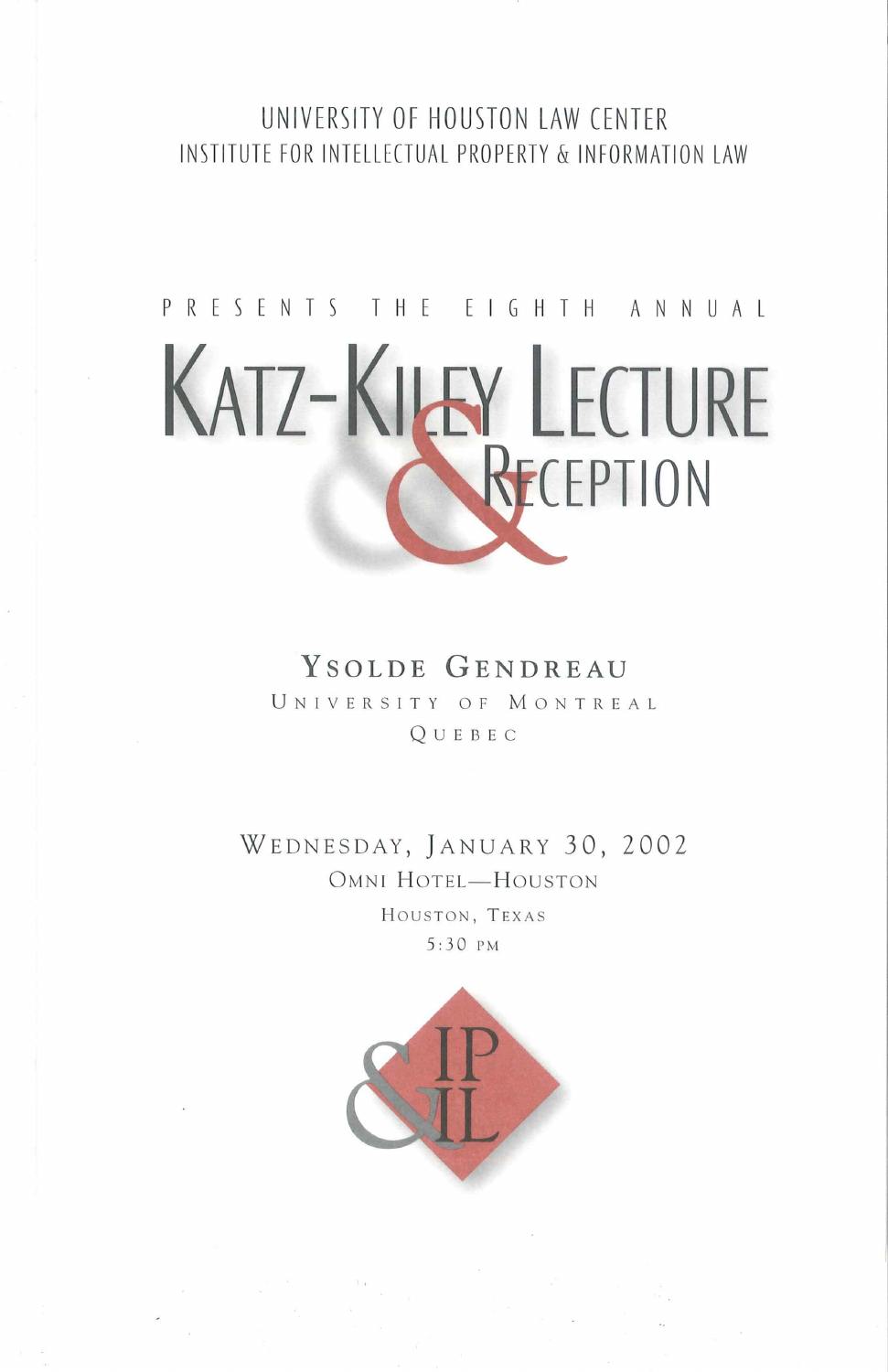UNIVERSITY OF HOUSTON LAW CENTER

INSTITUTE FOR INTELLECTUAL PROPERTY & INFORMATION LAW

PRESENTS THE EIGHTH ANNUAL

# KATZ-KILEY LECTURE & RECEPTION

## YSOLDE GENDREAU

UNIVERSITY OF MONTREAL

QUEBEC

WEDNESDAY, JANUARY 30, 2002

OMNI HOTEL—HOUSTON

HOUSTON, TEXAS

5:30 PM

&IP IL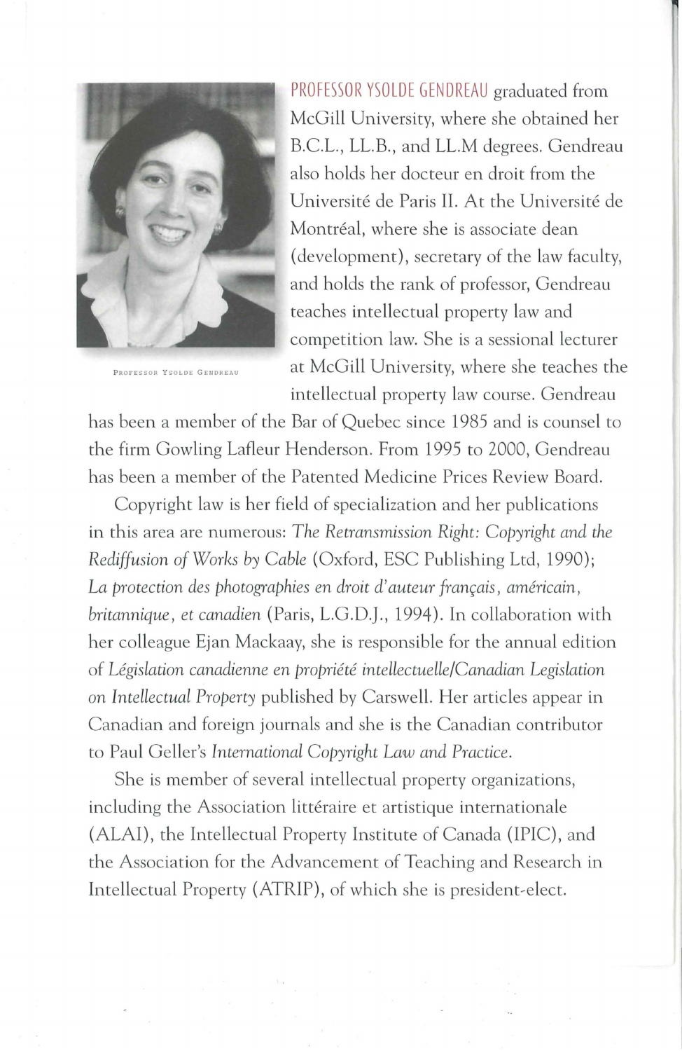PROFESSOR YSOLDE GENDREAU

PROFESSOR YSOLDE GENDREAU graduated from McGill University, where she obtained her B.C.L., LL.B., and LL.M degrees. Gendreau also holds her docteur en droit from the Université de Paris II. At the Université de Montréal, where she is associate dean (development), secretary of the law faculty, and holds the rank of professor, Gendreau teaches intellectual property law and competition law. She is a sessional lecturer at McGill University, where she teaches the intellectual property law course. Gendreau has been a member of the Bar of Quebec since 1985 and is counsel to the firm Gowling Lafleur Henderson. From 1995 to 2000, Gendreau has been a member of the Patented Medicine Prices Review Board.

Copyright law is her field of specialization and her publications in this area are numerous: *The Retransmission Right: Copyright and the Rediffusion of Works by Cable* (Oxford, ESC Publishing Ltd, 1990); *La protection des photographies en droit d'auteur français, américain, britannique, et canadien* (Paris, L.G.D.J., 1994). In collaboration with her colleague Ejan Mackaay, she is responsible for the annual edition of *Législation canadienne en propriété intellectuelle/Canadian Legislation on Intellectual Property* published by Carswell. Her articles appear in Canadian and foreign journals and she is the Canadian contributor to Paul Geller's *International Copyright Law and Practice*.

She is member of several intellectual property organizations, including the Association littéraire et artistique internationale (ALAI), the Intellectual Property Institute of Canada (IPIC), and the Association for the Advancement of Teaching and Research in Intellectual Property (ATRIP), of which she is president-elect.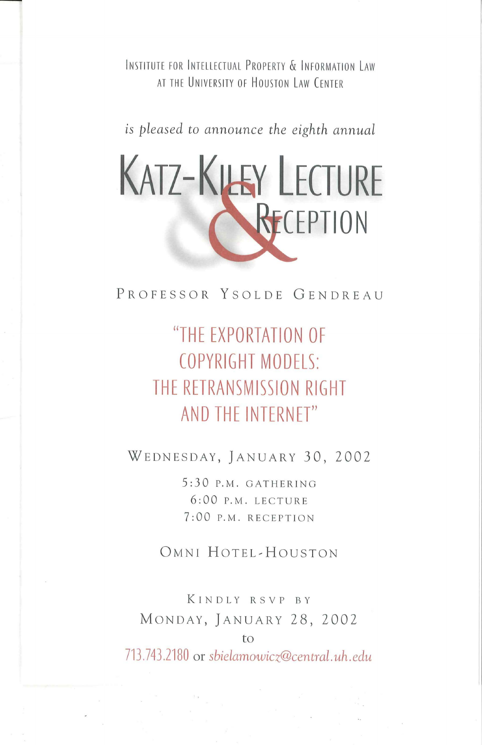Institute for Intellectual Property & Information Law
at the University of Houston Law Center

*is pleased to announce the eighth annual*

# Katz-Kiley Lecture & Reception

## Professor Ysolde Gendreau

## "The Exportation of Copyright Models: The Retransmission Right and the Internet"

Wednesday, January 30, 2002

5:30 p.m. gathering
6:00 p.m. lecture
7:00 p.m. reception

Omni Hotel-Houston

Kindly RSVP by
Monday, January 28, 2002
to
713.743.2180 or *sbielamowicz@central.uh.edu*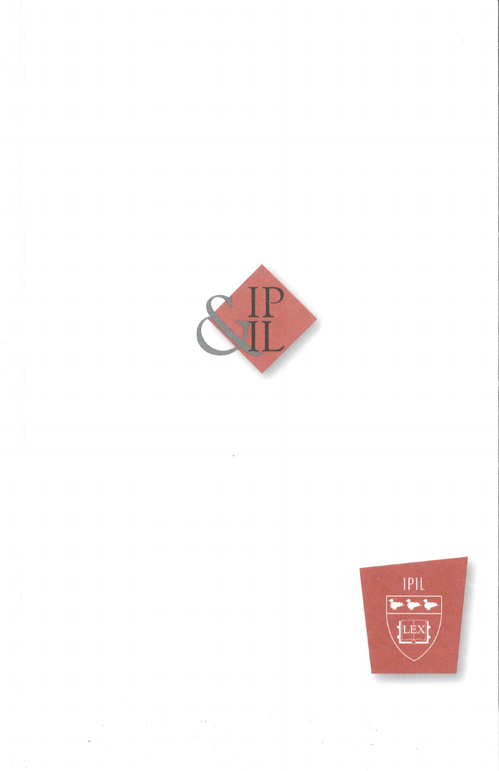&IP
IL

IPIL

LEX